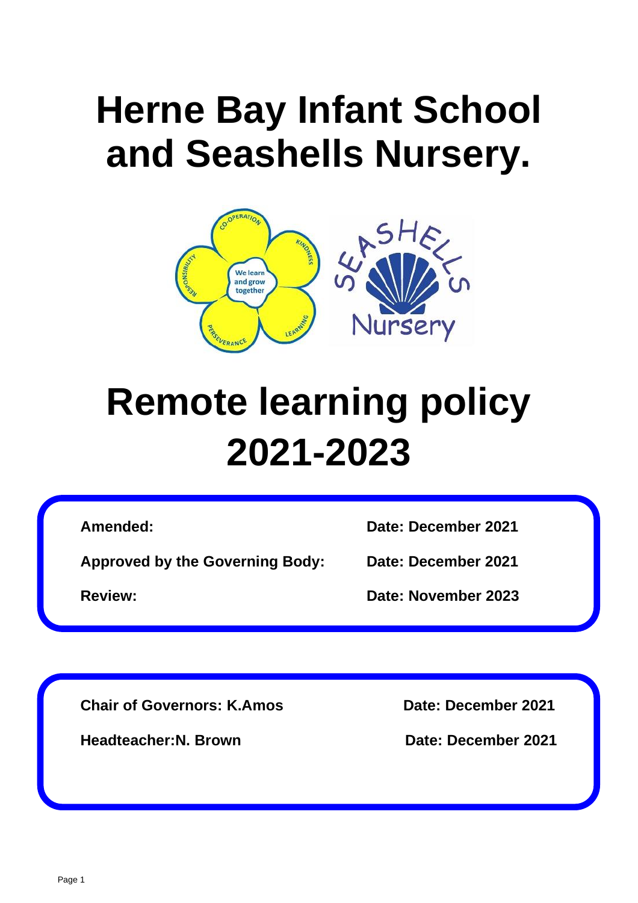# Herne Bay Infant School and Seashells Nursery.

# Remote learning policy 2021-2023

| | |
|---|---|
| **Amended:** | **Date: December 2021** |
| **Approved by the Governing Body:** | **Date: December 2021** |
| **Review:** | **Date: November 2023** |

| | |
|---|---|
| **Chair of Governors: K.Amos** | **Date: December 2021** |
| **Headteacher:N. Brown** | **Date: December 2021** |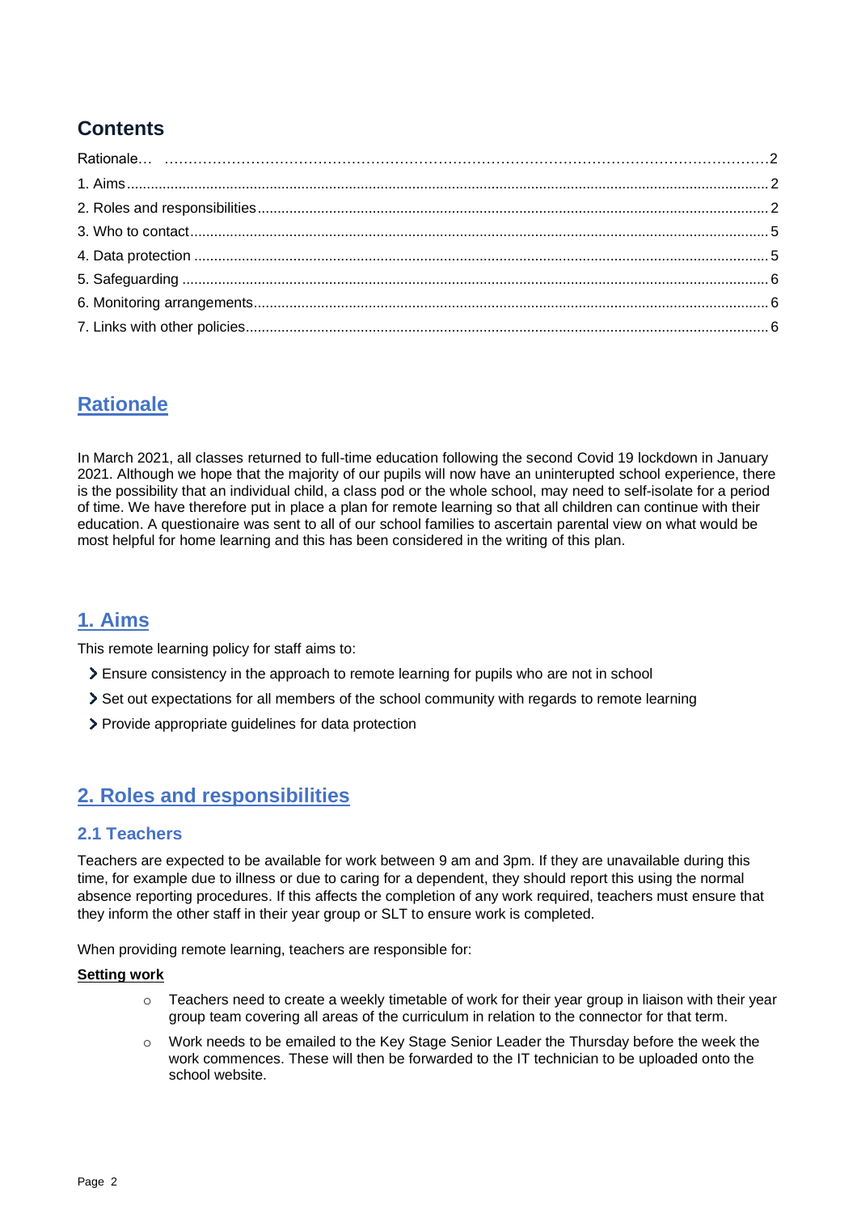## Contents

Rationale… 2
1. Aims 2
2. Roles and responsibilities 2
3. Who to contact 5
4. Data protection 5
5. Safeguarding 6
6. Monitoring arrangements 6
7. Links with other policies 6

## Rationale

In March 2021, all classes returned to full-time education following the second Covid 19 lockdown in January 2021. Although we hope that the majority of our pupils will now have an uninterupted school experience, there is the possibility that an individual child, a class pod or the whole school, may need to self-isolate for a period of time. We have therefore put in place a plan for remote learning so that all children can continue with their education. A questionaire was sent to all of our school families to ascertain parental view on what would be most helpful for home learning and this has been considered in the writing of this plan.

## 1. Aims

This remote learning policy for staff aims to:

- Ensure consistency in the approach to remote learning for pupils who are not in school
- Set out expectations for all members of the school community with regards to remote learning
- Provide appropriate guidelines for data protection

## 2. Roles and responsibilities

### 2.1 Teachers

Teachers are expected to be available for work between 9 am and 3pm. If they are unavailable during this time, for example due to illness or due to caring for a dependent, they should report this using the normal absence reporting procedures. If this affects the completion of any work required, teachers must ensure that they inform the other staff in their year group or SLT to ensure work is completed.

When providing remote learning, teachers are responsible for:

**Setting work**

- Teachers need to create a weekly timetable of work for their year group in liaison with their year group team covering all areas of the curriculum in relation to the connector for that term.
- Work needs to be emailed to the Key Stage Senior Leader the Thursday before the week the work commences. These will then be forwarded to the IT technician to be uploaded onto the school website.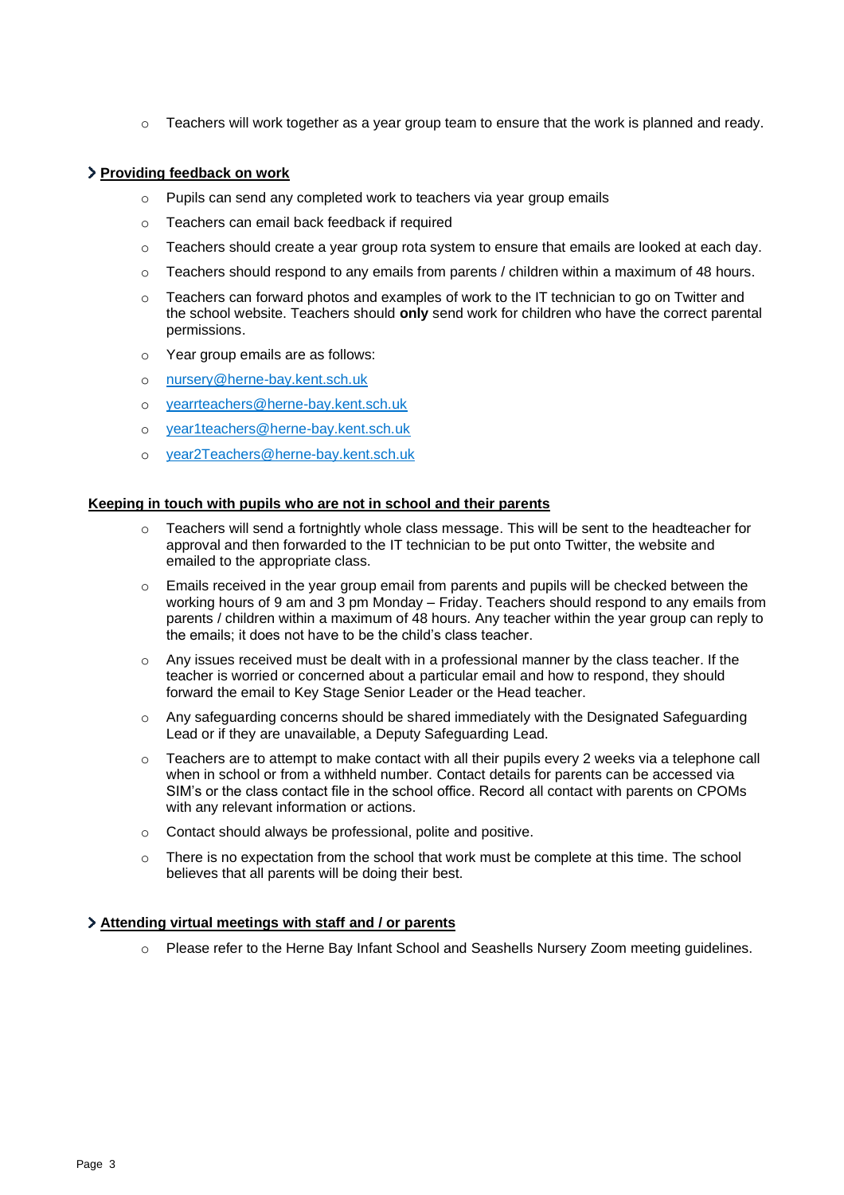- Teachers will work together as a year group team to ensure that the work is planned and ready.

### Providing feedback on work

- Pupils can send any completed work to teachers via year group emails
- Teachers can email back feedback if required
- Teachers should create a year group rota system to ensure that emails are looked at each day.
- Teachers should respond to any emails from parents / children within a maximum of 48 hours.
- Teachers can forward photos and examples of work to the IT technician to go on Twitter and the school website. Teachers should **only** send work for children who have the correct parental permissions.
- Year group emails are as follows:
- nursery@herne-bay.kent.sch.uk
- yearrteachers@herne-bay.kent.sch.uk
- year1teachers@herne-bay.kent.sch.uk
- year2Teachers@herne-bay.kent.sch.uk

### Keeping in touch with pupils who are not in school and their parents

- Teachers will send a fortnightly whole class message. This will be sent to the headteacher for approval and then forwarded to the IT technician to be put onto Twitter, the website and emailed to the appropriate class.
- Emails received in the year group email from parents and pupils will be checked between the working hours of 9 am and 3 pm Monday – Friday. Teachers should respond to any emails from parents / children within a maximum of 48 hours. Any teacher within the year group can reply to the emails; it does not have to be the child's class teacher.
- Any issues received must be dealt with in a professional manner by the class teacher. If the teacher is worried or concerned about a particular email and how to respond, they should forward the email to Key Stage Senior Leader or the Head teacher.
- Any safeguarding concerns should be shared immediately with the Designated Safeguarding Lead or if they are unavailable, a Deputy Safeguarding Lead.
- Teachers are to attempt to make contact with all their pupils every 2 weeks via a telephone call when in school or from a withheld number. Contact details for parents can be accessed via SIM's or the class contact file in the school office. Record all contact with parents on CPOMs with any relevant information or actions.
- Contact should always be professional, polite and positive.
- There is no expectation from the school that work must be complete at this time. The school believes that all parents will be doing their best.

### Attending virtual meetings with staff and / or parents

- Please refer to the Herne Bay Infant School and Seashells Nursery Zoom meeting guidelines.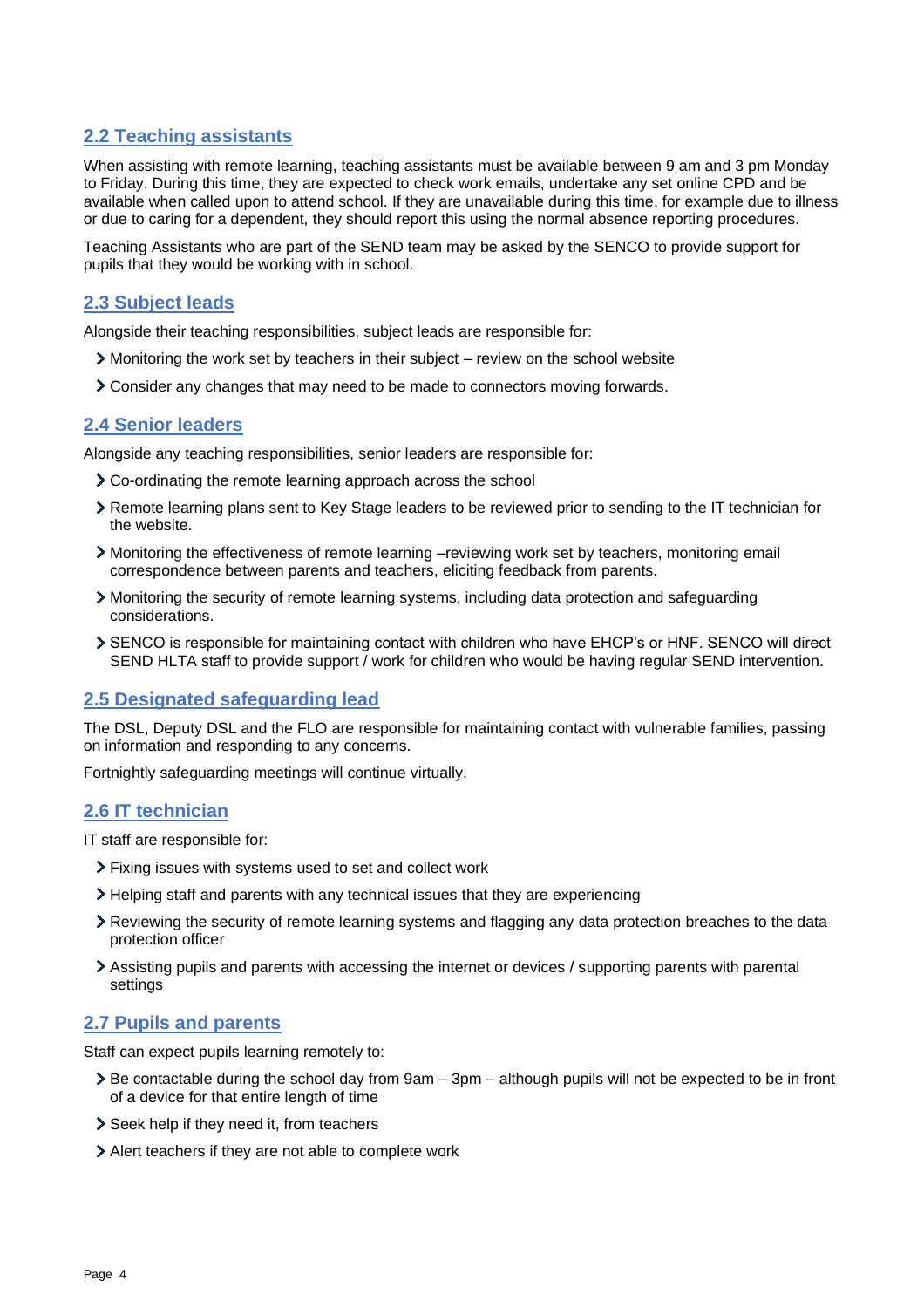### 2.2 Teaching assistants

When assisting with remote learning, teaching assistants must be available between 9 am and 3 pm Monday to Friday. During this time, they are expected to check work emails, undertake any set online CPD and be available when called upon to attend school. If they are unavailable during this time, for example due to illness or due to caring for a dependent, they should report this using the normal absence reporting procedures.

Teaching Assistants who are part of the SEND team may be asked by the SENCO to provide support for pupils that they would be working with in school.

### 2.3 Subject leads

Alongside their teaching responsibilities, subject leads are responsible for:

- Monitoring the work set by teachers in their subject – review on the school website
- Consider any changes that may need to be made to connectors moving forwards.

### 2.4 Senior leaders

Alongside any teaching responsibilities, senior leaders are responsible for:

- Co-ordinating the remote learning approach across the school
- Remote learning plans sent to Key Stage leaders to be reviewed prior to sending to the IT technician for the website.
- Monitoring the effectiveness of remote learning –reviewing work set by teachers, monitoring email correspondence between parents and teachers, eliciting feedback from parents.
- Monitoring the security of remote learning systems, including data protection and safeguarding considerations.
- SENCO is responsible for maintaining contact with children who have EHCP's or HNF. SENCO will direct SEND HLTA staff to provide support / work for children who would be having regular SEND intervention.

### 2.5 Designated safeguarding lead

The DSL, Deputy DSL and the FLO are responsible for maintaining contact with vulnerable families, passing on information and responding to any concerns.

Fortnightly safeguarding meetings will continue virtually.

### 2.6 IT technician

IT staff are responsible for:

- Fixing issues with systems used to set and collect work
- Helping staff and parents with any technical issues that they are experiencing
- Reviewing the security of remote learning systems and flagging any data protection breaches to the data protection officer
- Assisting pupils and parents with accessing the internet or devices / supporting parents with parental settings

### 2.7 Pupils and parents

Staff can expect pupils learning remotely to:

- Be contactable during the school day from 9am – 3pm – although pupils will not be expected to be in front of a device for that entire length of time
- Seek help if they need it, from teachers
- Alert teachers if they are not able to complete work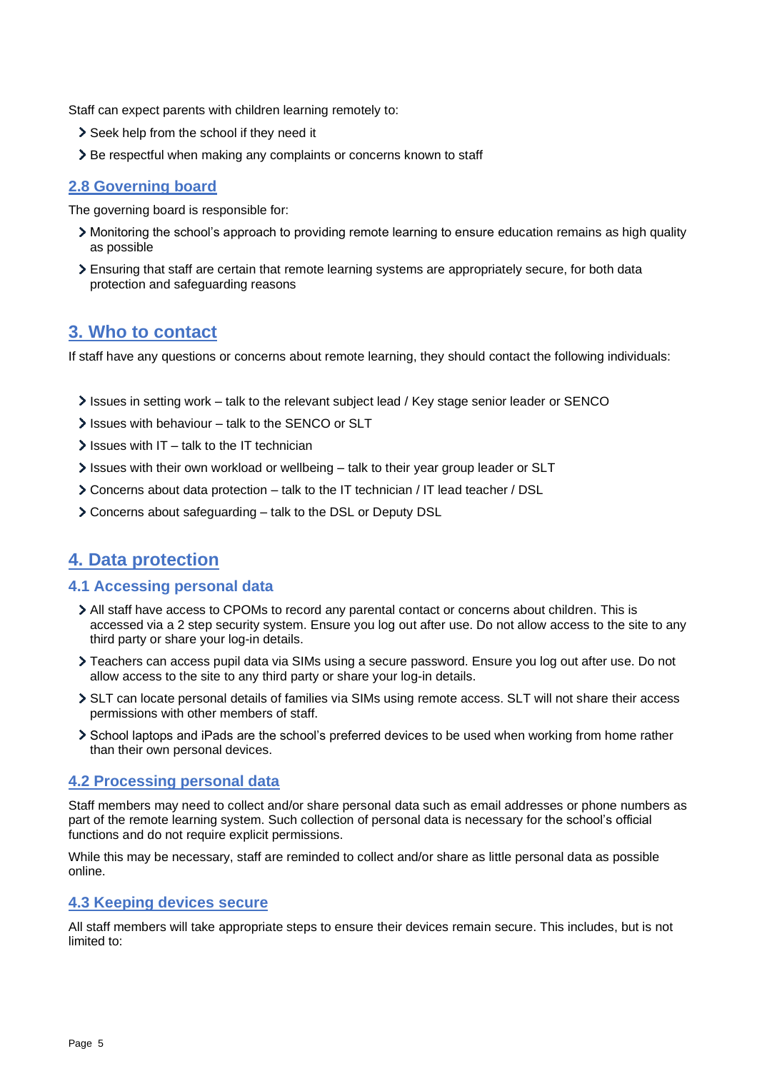Staff can expect parents with children learning remotely to:

- Seek help from the school if they need it
- Be respectful when making any complaints or concerns known to staff

### 2.8 Governing board

The governing board is responsible for:

- Monitoring the school's approach to providing remote learning to ensure education remains as high quality as possible
- Ensuring that staff are certain that remote learning systems are appropriately secure, for both data protection and safeguarding reasons

## 3. Who to contact

If staff have any questions or concerns about remote learning, they should contact the following individuals:

- Issues in setting work – talk to the relevant subject lead / Key stage senior leader or SENCO
- Issues with behaviour – talk to the SENCO or SLT
- Issues with IT – talk to the IT technician
- Issues with their own workload or wellbeing – talk to their year group leader or SLT
- Concerns about data protection – talk to the IT technician / IT lead teacher / DSL
- Concerns about safeguarding – talk to the DSL or Deputy DSL

## 4. Data protection

### 4.1 Accessing personal data

- All staff have access to CPOMs to record any parental contact or concerns about children. This is accessed via a 2 step security system. Ensure you log out after use. Do not allow access to the site to any third party or share your log-in details.
- Teachers can access pupil data via SIMs using a secure password. Ensure you log out after use. Do not allow access to the site to any third party or share your log-in details.
- SLT can locate personal details of families via SIMs using remote access. SLT will not share their access permissions with other members of staff.
- School laptops and iPads are the school's preferred devices to be used when working from home rather than their own personal devices.

### 4.2 Processing personal data

Staff members may need to collect and/or share personal data such as email addresses or phone numbers as part of the remote learning system. Such collection of personal data is necessary for the school's official functions and do not require explicit permissions.

While this may be necessary, staff are reminded to collect and/or share as little personal data as possible online.

### 4.3 Keeping devices secure

All staff members will take appropriate steps to ensure their devices remain secure. This includes, but is not limited to: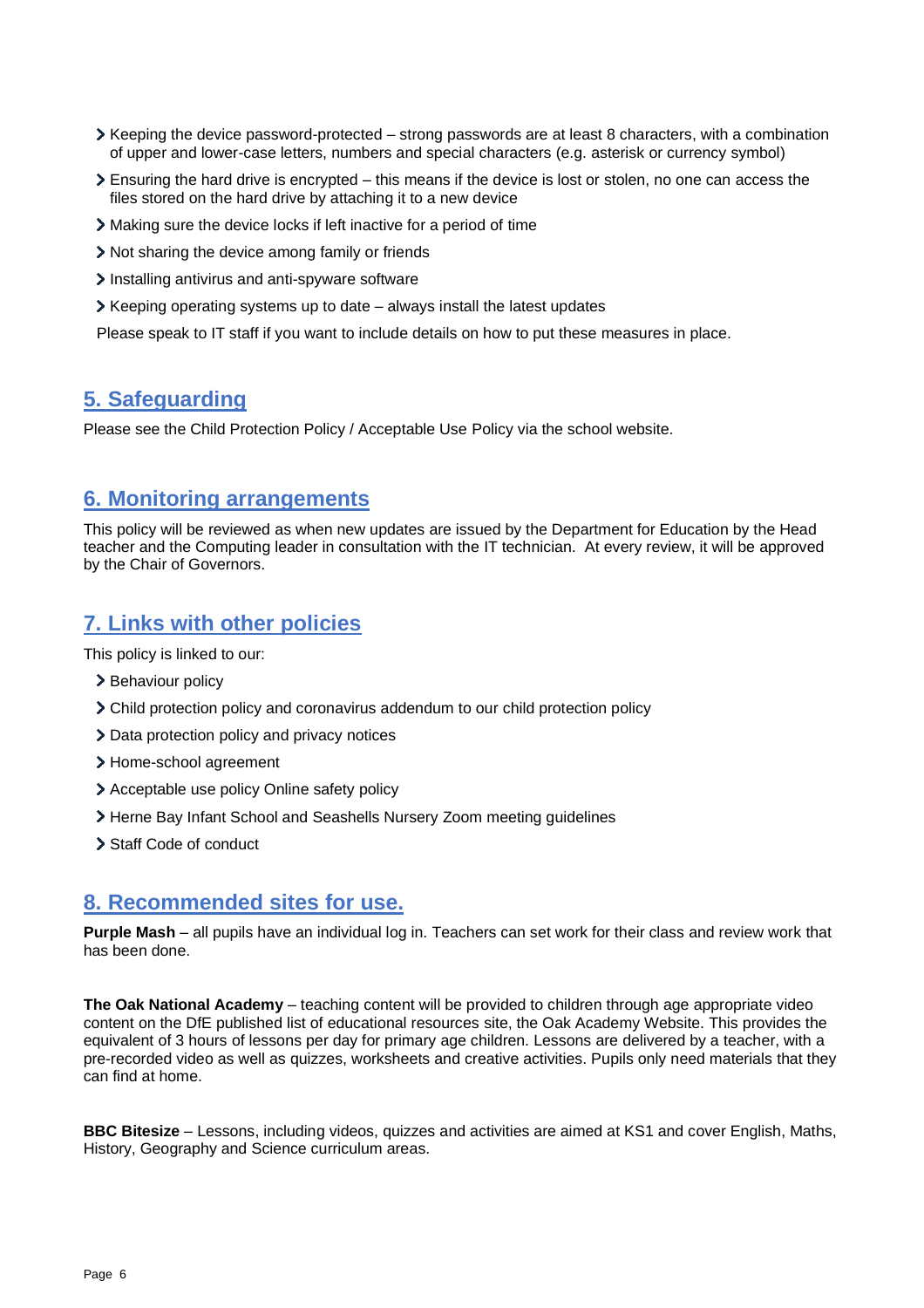- Keeping the device password-protected – strong passwords are at least 8 characters, with a combination of upper and lower-case letters, numbers and special characters (e.g. asterisk or currency symbol)
- Ensuring the hard drive is encrypted – this means if the device is lost or stolen, no one can access the files stored on the hard drive by attaching it to a new device
- Making sure the device locks if left inactive for a period of time
- Not sharing the device among family or friends
- Installing antivirus and anti-spyware software
- Keeping operating systems up to date – always install the latest updates

Please speak to IT staff if you want to include details on how to put these measures in place.

## 5. Safeguarding

Please see the Child Protection Policy / Acceptable Use Policy via the school website.

## 6. Monitoring arrangements

This policy will be reviewed as when new updates are issued by the Department for Education by the Head teacher and the Computing leader in consultation with the IT technician. At every review, it will be approved by the Chair of Governors.

## 7. Links with other policies

This policy is linked to our:

- Behaviour policy
- Child protection policy and coronavirus addendum to our child protection policy
- Data protection policy and privacy notices
- Home-school agreement
- Acceptable use policy Online safety policy
- Herne Bay Infant School and Seashells Nursery Zoom meeting guidelines
- Staff Code of conduct

## 8. Recommended sites for use.

**Purple Mash** – all pupils have an individual log in. Teachers can set work for their class and review work that has been done.

**The Oak National Academy** – teaching content will be provided to children through age appropriate video content on the DfE published list of educational resources site, the Oak Academy Website. This provides the equivalent of 3 hours of lessons per day for primary age children. Lessons are delivered by a teacher, with a pre-recorded video as well as quizzes, worksheets and creative activities. Pupils only need materials that they can find at home.

**BBC Bitesize** – Lessons, including videos, quizzes and activities are aimed at KS1 and cover English, Maths, History, Geography and Science curriculum areas.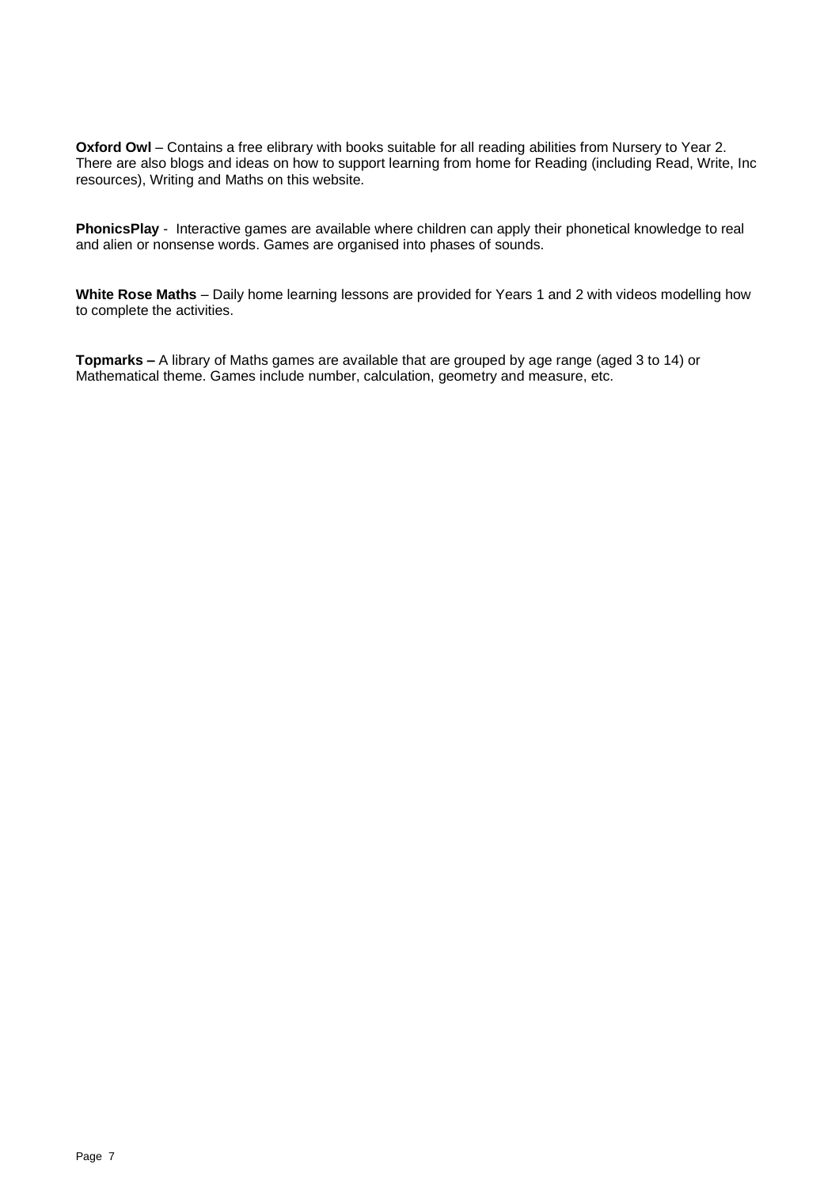**Oxford Owl** – Contains a free elibrary with books suitable for all reading abilities from Nursery to Year 2. There are also blogs and ideas on how to support learning from home for Reading (including Read, Write, Inc resources), Writing and Maths on this website.

**PhonicsPlay** - Interactive games are available where children can apply their phonetical knowledge to real and alien or nonsense words. Games are organised into phases of sounds.

**White Rose Maths** – Daily home learning lessons are provided for Years 1 and 2 with videos modelling how to complete the activities.

**Topmarks –** A library of Maths games are available that are grouped by age range (aged 3 to 14) or Mathematical theme. Games include number, calculation, geometry and measure, etc.